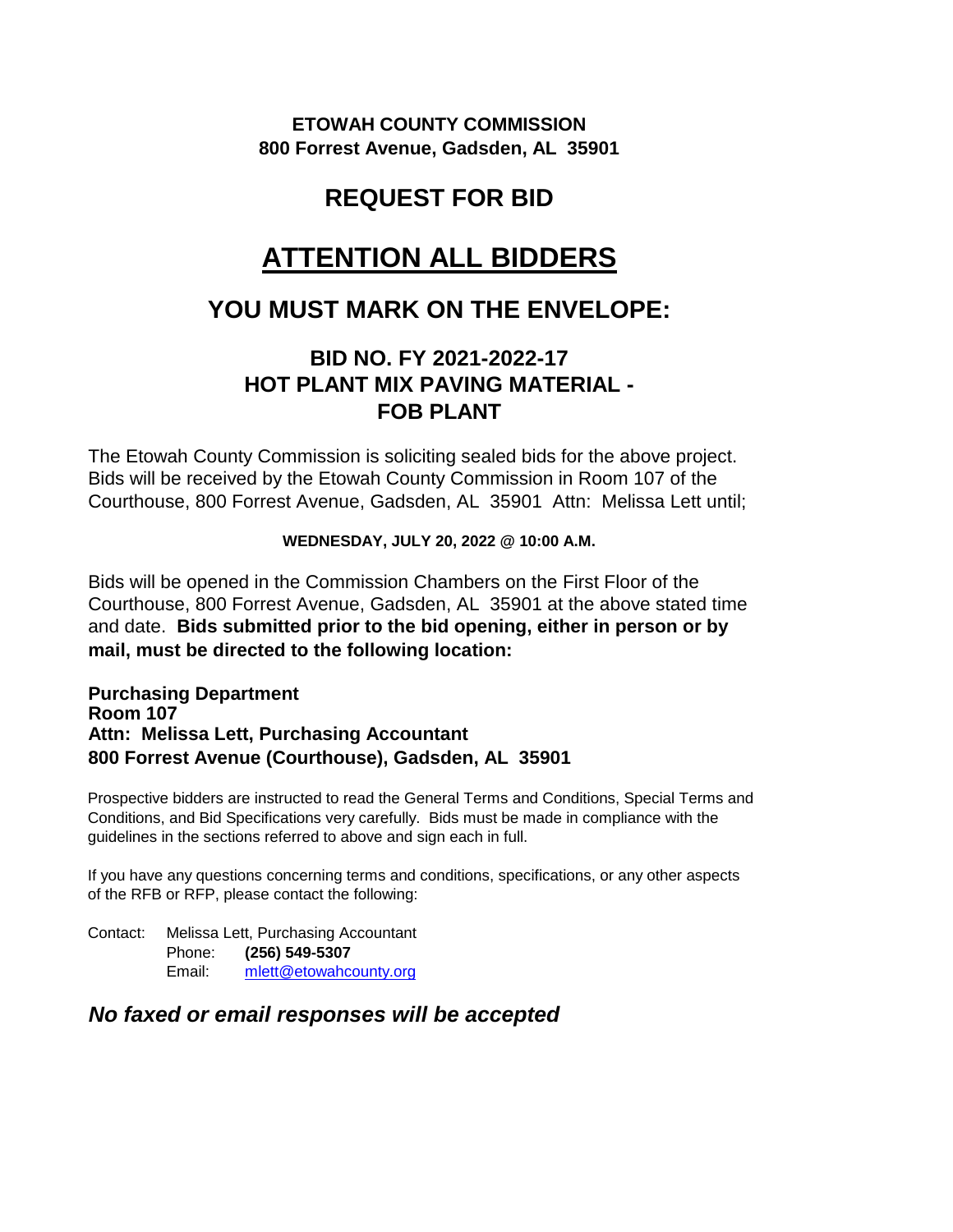**ETOWAH COUNTY COMMISSION**
**800 Forrest Avenue, Gadsden, AL 35901**

# REQUEST FOR BID

# ATTENTION ALL BIDDERS

## YOU MUST MARK ON THE ENVELOPE:

### BID NO. FY 2021-2022-17
### HOT PLANT MIX PAVING MATERIAL - FOB PLANT

The Etowah County Commission is soliciting sealed bids for the above project. Bids will be received by the Etowah County Commission in Room 107 of the Courthouse, 800 Forrest Avenue, Gadsden, AL 35901 Attn: Melissa Lett until;

**WEDNESDAY, JULY 20, 2022 @ 10:00 A.M.**

Bids will be opened in the Commission Chambers on the First Floor of the Courthouse, 800 Forrest Avenue, Gadsden, AL 35901 at the above stated time and date. **Bids submitted prior to the bid opening, either in person or by mail, must be directed to the following location:**

**Purchasing Department**
**Room 107**
**Attn: Melissa Lett, Purchasing Accountant**
**800 Forrest Avenue (Courthouse), Gadsden, AL 35901**

Prospective bidders are instructed to read the General Terms and Conditions, Special Terms and Conditions, and Bid Specifications very carefully. Bids must be made in compliance with the guidelines in the sections referred to above and sign each in full.

If you have any questions concerning terms and conditions, specifications, or any other aspects of the RFB or RFP, please contact the following:

Contact: Melissa Lett, Purchasing Accountant
Phone: **(256) 549-5307**
Email: mlett@etowahcounty.org

***No faxed or email responses will be accepted***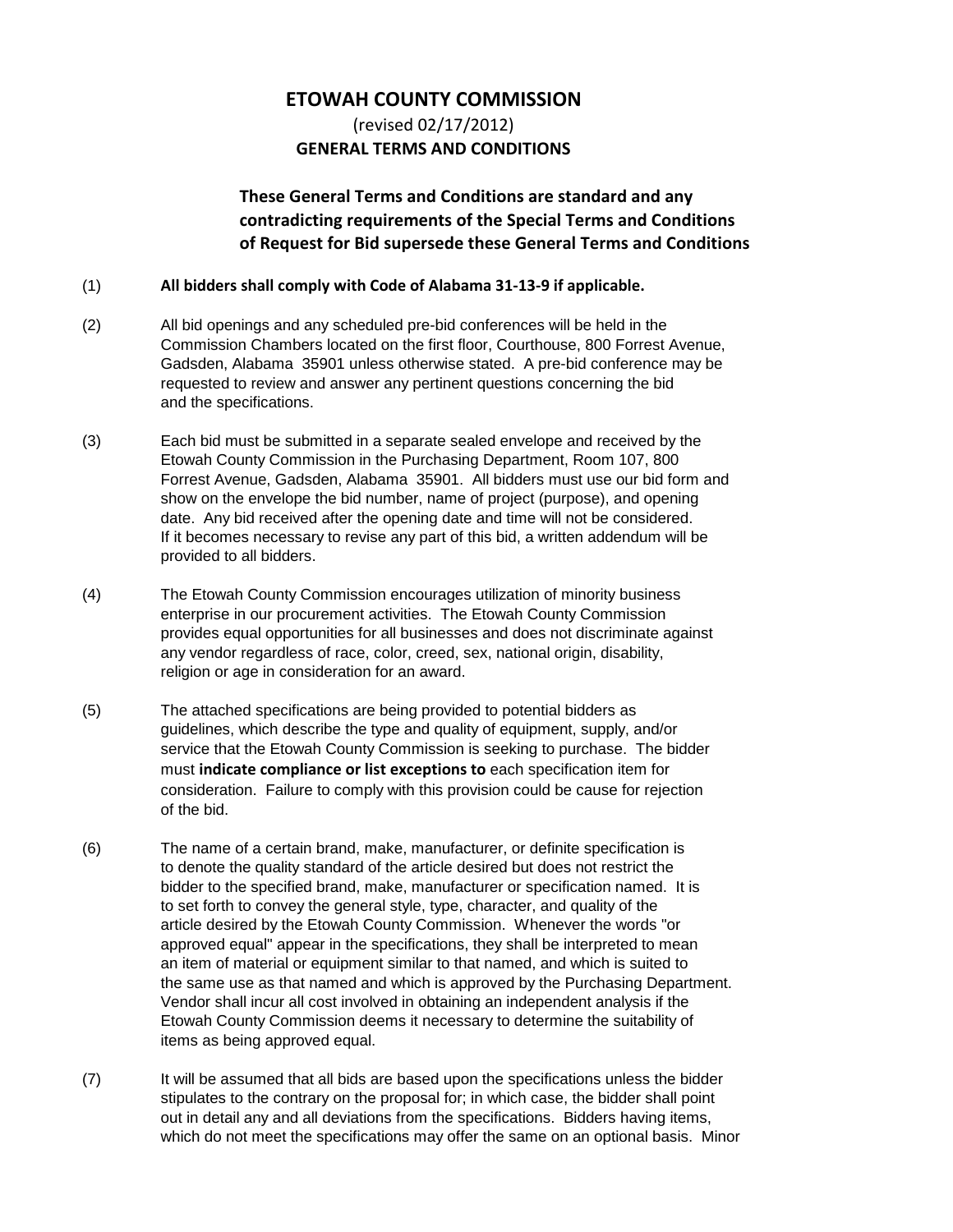# ETOWAH COUNTY COMMISSION

(revised 02/17/2012)

**GENERAL TERMS AND CONDITIONS**

**These General Terms and Conditions are standard and any contradicting requirements of the Special Terms and Conditions of Request for Bid supersede these General Terms and Conditions**

(1) **All bidders shall comply with Code of Alabama 31-13-9 if applicable.**

(2) All bid openings and any scheduled pre-bid conferences will be held in the Commission Chambers located on the first floor, Courthouse, 800 Forrest Avenue, Gadsden, Alabama 35901 unless otherwise stated. A pre-bid conference may be requested to review and answer any pertinent questions concerning the bid and the specifications.

(3) Each bid must be submitted in a separate sealed envelope and received by the Etowah County Commission in the Purchasing Department, Room 107, 800 Forrest Avenue, Gadsden, Alabama 35901. All bidders must use our bid form and show on the envelope the bid number, name of project (purpose), and opening date. Any bid received after the opening date and time will not be considered. If it becomes necessary to revise any part of this bid, a written addendum will be provided to all bidders.

(4) The Etowah County Commission encourages utilization of minority business enterprise in our procurement activities. The Etowah County Commission provides equal opportunities for all businesses and does not discriminate against any vendor regardless of race, color, creed, sex, national origin, disability, religion or age in consideration for an award.

(5) The attached specifications are being provided to potential bidders as guidelines, which describe the type and quality of equipment, supply, and/or service that the Etowah County Commission is seeking to purchase. The bidder must **indicate compliance or list exceptions to** each specification item for consideration. Failure to comply with this provision could be cause for rejection of the bid.

(6) The name of a certain brand, make, manufacturer, or definite specification is to denote the quality standard of the article desired but does not restrict the bidder to the specified brand, make, manufacturer or specification named. It is to set forth to convey the general style, type, character, and quality of the article desired by the Etowah County Commission. Whenever the words "or approved equal" appear in the specifications, they shall be interpreted to mean an item of material or equipment similar to that named, and which is suited to the same use as that named and which is approved by the Purchasing Department. Vendor shall incur all cost involved in obtaining an independent analysis if the Etowah County Commission deems it necessary to determine the suitability of items as being approved equal.

(7) It will be assumed that all bids are based upon the specifications unless the bidder stipulates to the contrary on the proposal for; in which case, the bidder shall point out in detail any and all deviations from the specifications. Bidders having items, which do not meet the specifications may offer the same on an optional basis. Minor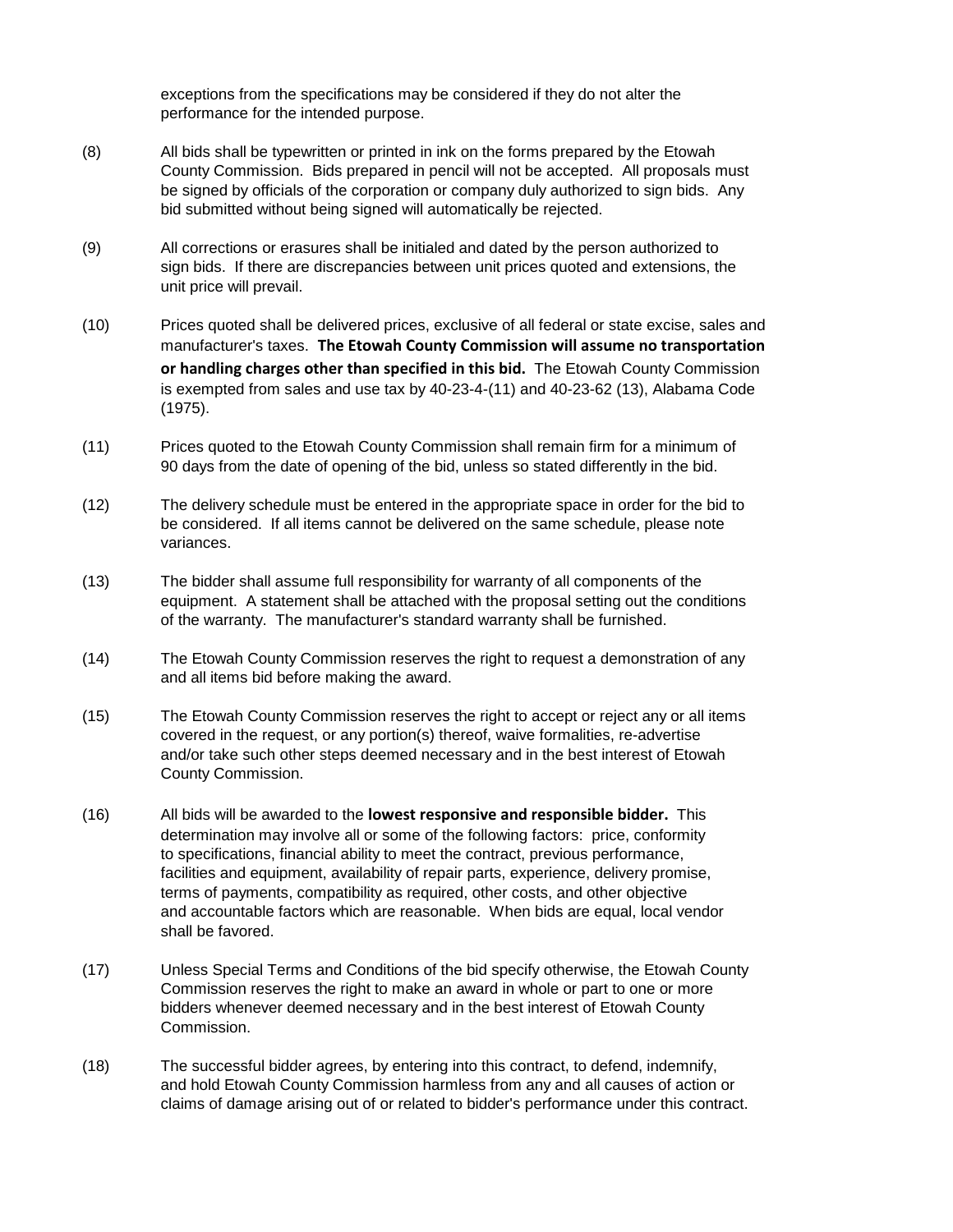exceptions from the specifications may be considered if they do not alter the performance for the intended purpose.

(8) All bids shall be typewritten or printed in ink on the forms prepared by the Etowah County Commission. Bids prepared in pencil will not be accepted. All proposals must be signed by officials of the corporation or company duly authorized to sign bids. Any bid submitted without being signed will automatically be rejected.

(9) All corrections or erasures shall be initialed and dated by the person authorized to sign bids. If there are discrepancies between unit prices quoted and extensions, the unit price will prevail.

(10) Prices quoted shall be delivered prices, exclusive of all federal or state excise, sales and manufacturer's taxes. **The Etowah County Commission will assume no transportation or handling charges other than specified in this bid.** The Etowah County Commission is exempted from sales and use tax by 40-23-4-(11) and 40-23-62 (13), Alabama Code (1975).

(11) Prices quoted to the Etowah County Commission shall remain firm for a minimum of 90 days from the date of opening of the bid, unless so stated differently in the bid.

(12) The delivery schedule must be entered in the appropriate space in order for the bid to be considered. If all items cannot be delivered on the same schedule, please note variances.

(13) The bidder shall assume full responsibility for warranty of all components of the equipment. A statement shall be attached with the proposal setting out the conditions of the warranty. The manufacturer's standard warranty shall be furnished.

(14) The Etowah County Commission reserves the right to request a demonstration of any and all items bid before making the award.

(15) The Etowah County Commission reserves the right to accept or reject any or all items covered in the request, or any portion(s) thereof, waive formalities, re-advertise and/or take such other steps deemed necessary and in the best interest of Etowah County Commission.

(16) All bids will be awarded to the **lowest responsive and responsible bidder.** This determination may involve all or some of the following factors: price, conformity to specifications, financial ability to meet the contract, previous performance, facilities and equipment, availability of repair parts, experience, delivery promise, terms of payments, compatibility as required, other costs, and other objective and accountable factors which are reasonable. When bids are equal, local vendor shall be favored.

(17) Unless Special Terms and Conditions of the bid specify otherwise, the Etowah County Commission reserves the right to make an award in whole or part to one or more bidders whenever deemed necessary and in the best interest of Etowah County Commission.

(18) The successful bidder agrees, by entering into this contract, to defend, indemnify, and hold Etowah County Commission harmless from any and all causes of action or claims of damage arising out of or related to bidder's performance under this contract.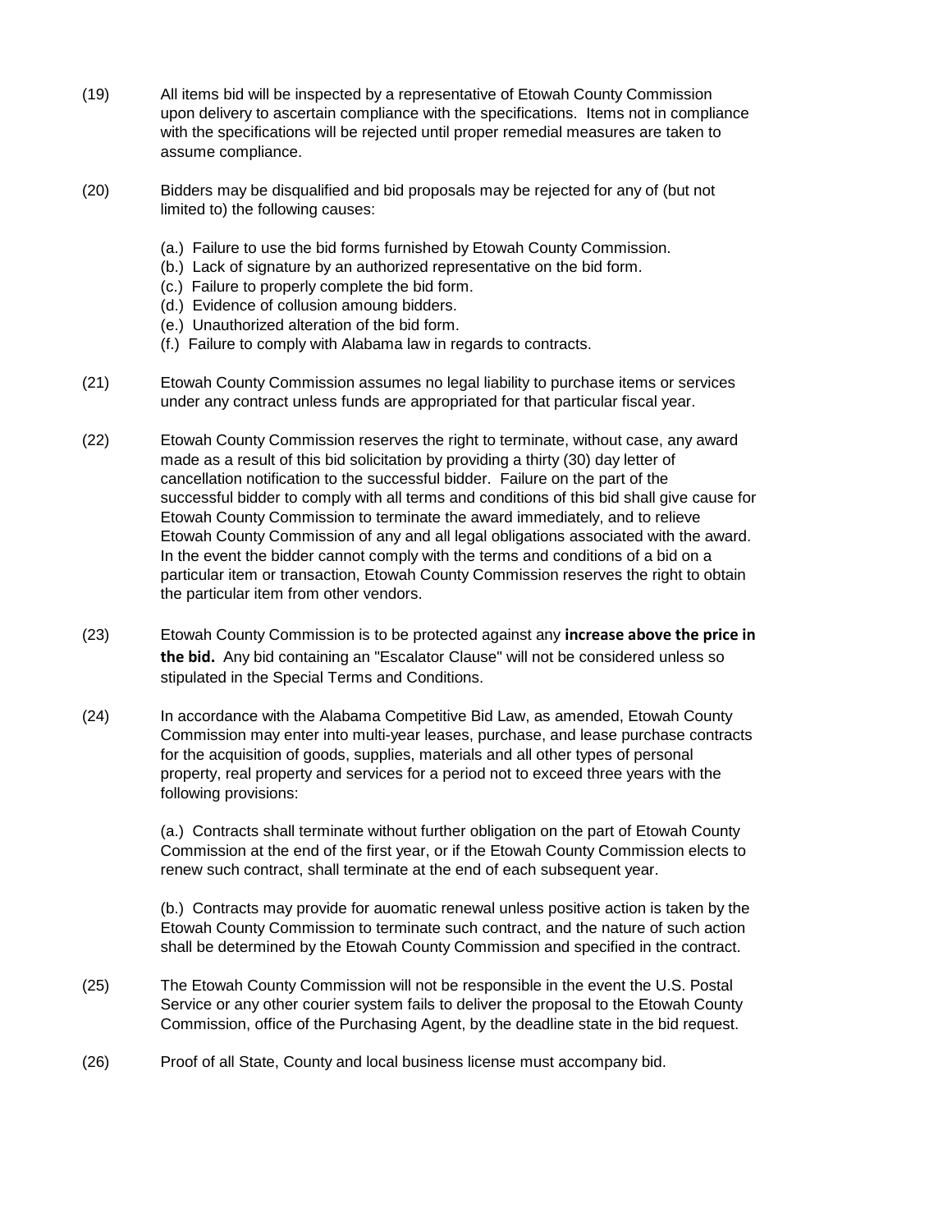(19) All items bid will be inspected by a representative of Etowah County Commission upon delivery to ascertain compliance with the specifications. Items not in compliance with the specifications will be rejected until proper remedial measures are taken to assume compliance.

(20) Bidders may be disqualified and bid proposals may be rejected for any of (but not limited to) the following causes:

(a.) Failure to use the bid forms furnished by Etowah County Commission.
(b.) Lack of signature by an authorized representative on the bid form.
(c.) Failure to properly complete the bid form.
(d.) Evidence of collusion amoung bidders.
(e.) Unauthorized alteration of the bid form.
(f.) Failure to comply with Alabama law in regards to contracts.

(21) Etowah County Commission assumes no legal liability to purchase items or services under any contract unless funds are appropriated for that particular fiscal year.

(22) Etowah County Commission reserves the right to terminate, without case, any award made as a result of this bid solicitation by providing a thirty (30) day letter of cancellation notification to the successful bidder. Failure on the part of the successful bidder to comply with all terms and conditions of this bid shall give cause for Etowah County Commission to terminate the award immediately, and to relieve Etowah County Commission of any and all legal obligations associated with the award. In the event the bidder cannot comply with the terms and conditions of a bid on a particular item or transaction, Etowah County Commission reserves the right to obtain the particular item from other vendors.

(23) Etowah County Commission is to be protected against any **increase above the price in the bid.** Any bid containing an "Escalator Clause" will not be considered unless so stipulated in the Special Terms and Conditions.

(24) In accordance with the Alabama Competitive Bid Law, as amended, Etowah County Commission may enter into multi-year leases, purchase, and lease purchase contracts for the acquisition of goods, supplies, materials and all other types of personal property, real property and services for a period not to exceed three years with the following provisions:

(a.) Contracts shall terminate without further obligation on the part of Etowah County Commission at the end of the first year, or if the Etowah County Commission elects to renew such contract, shall terminate at the end of each subsequent year.

(b.) Contracts may provide for auomatic renewal unless positive action is taken by the Etowah County Commission to terminate such contract, and the nature of such action shall be determined by the Etowah County Commission and specified in the contract.

(25) The Etowah County Commission will not be responsible in the event the U.S. Postal Service or any other courier system fails to deliver the proposal to the Etowah County Commission, office of the Purchasing Agent, by the deadline state in the bid request.

(26) Proof of all State, County and local business license must accompany bid.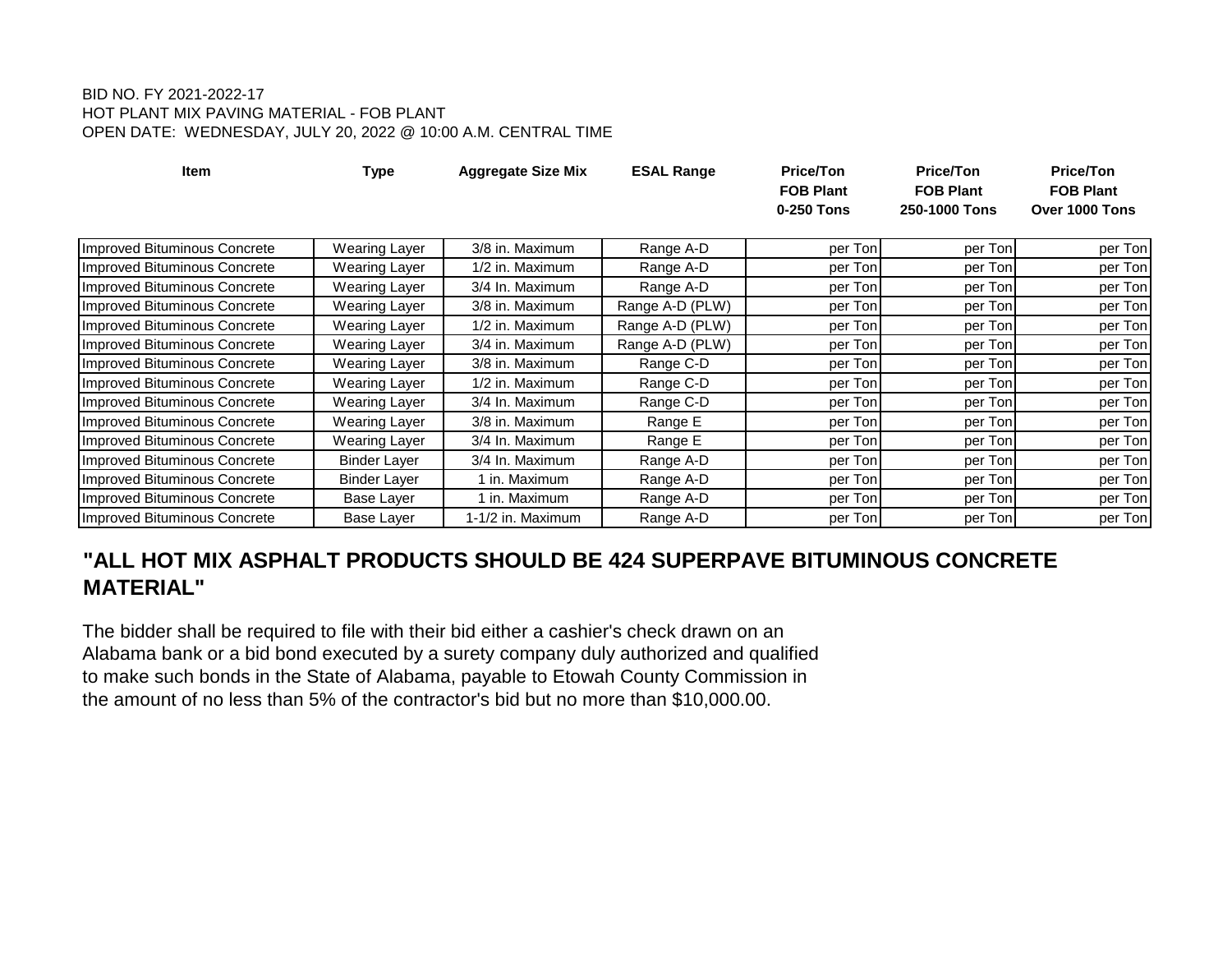BID NO. FY 2021-2022-17
HOT PLANT MIX PAVING MATERIAL - FOB PLANT
OPEN DATE: WEDNESDAY, JULY 20, 2022 @ 10:00 A.M. CENTRAL TIME

| Item | Type | Aggregate Size Mix | ESAL Range | Price/Ton FOB Plant 0-250 Tons | Price/Ton FOB Plant 250-1000 Tons | Price/Ton FOB Plant Over 1000 Tons |
|---|---|---|---|---|---|---|
| Improved Bituminous Concrete | Wearing Layer | 3/8 in. Maximum | Range A-D | per Ton | per Ton | per Ton |
| Improved Bituminous Concrete | Wearing Layer | 1/2 in. Maximum | Range A-D | per Ton | per Ton | per Ton |
| Improved Bituminous Concrete | Wearing Layer | 3/4 In. Maximum | Range A-D | per Ton | per Ton | per Ton |
| Improved Bituminous Concrete | Wearing Layer | 3/8 in. Maximum | Range A-D (PLW) | per Ton | per Ton | per Ton |
| Improved Bituminous Concrete | Wearing Layer | 1/2 in. Maximum | Range A-D (PLW) | per Ton | per Ton | per Ton |
| Improved Bituminous Concrete | Wearing Layer | 3/4 in. Maximum | Range A-D (PLW) | per Ton | per Ton | per Ton |
| Improved Bituminous Concrete | Wearing Layer | 3/8 in. Maximum | Range C-D | per Ton | per Ton | per Ton |
| Improved Bituminous Concrete | Wearing Layer | 1/2 in. Maximum | Range C-D | per Ton | per Ton | per Ton |
| Improved Bituminous Concrete | Wearing Layer | 3/4 In. Maximum | Range C-D | per Ton | per Ton | per Ton |
| Improved Bituminous Concrete | Wearing Layer | 3/8 in. Maximum | Range E | per Ton | per Ton | per Ton |
| Improved Bituminous Concrete | Wearing Layer | 3/4 In. Maximum | Range E | per Ton | per Ton | per Ton |
| Improved Bituminous Concrete | Binder Layer | 3/4 In. Maximum | Range A-D | per Ton | per Ton | per Ton |
| Improved Bituminous Concrete | Binder Layer | 1 in. Maximum | Range A-D | per Ton | per Ton | per Ton |
| Improved Bituminous Concrete | Base Layer | 1 in. Maximum | Range A-D | per Ton | per Ton | per Ton |
| Improved Bituminous Concrete | Base Layer | 1-1/2 in. Maximum | Range A-D | per Ton | per Ton | per Ton |

## "ALL HOT MIX ASPHALT PRODUCTS SHOULD BE 424 SUPERPAVE BITUMINOUS CONCRETE MATERIAL"

The bidder shall be required to file with their bid either a cashier's check drawn on an Alabama bank or a bid bond executed by a surety company duly authorized and qualified to make such bonds in the State of Alabama, payable to Etowah County Commission in the amount of no less than 5% of the contractor's bid but no more than $10,000.00.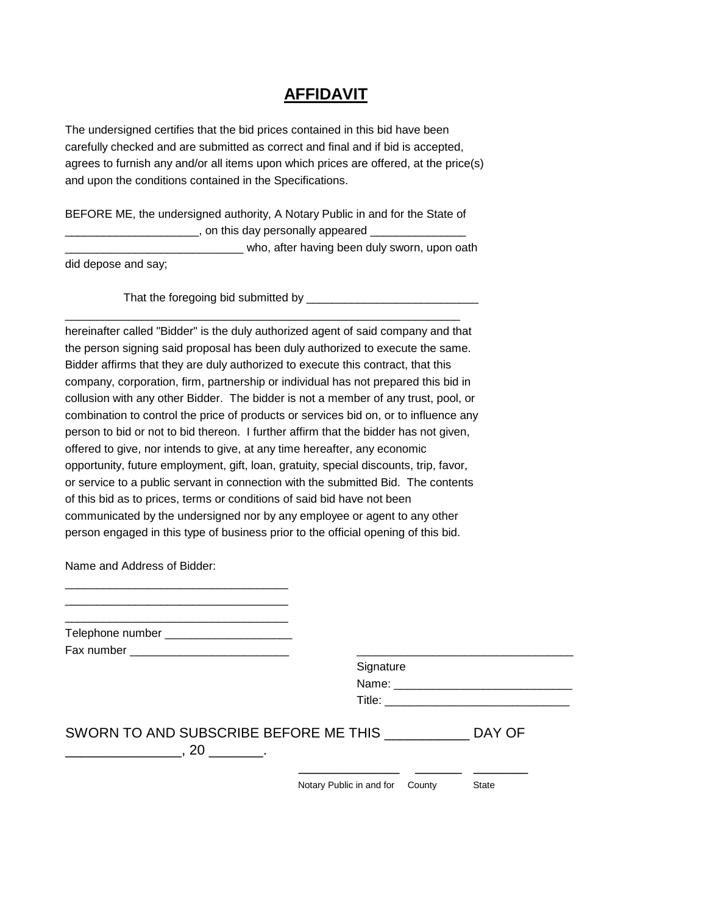# **AFFIDAVIT**

The undersigned certifies that the bid prices contained in this bid have been carefully checked and are submitted as correct and final and if bid is accepted, agrees to furnish any and/or all items upon which prices are offered, at the price(s) and upon the conditions contained in the Specifications.

BEFORE ME, the undersigned authority, A Notary Public in and for the State of ____________________, on this day personally appeared _______________ ___________________________ who, after having been duly sworn, upon oath did depose and say;

That the foregoing bid submitted by __________________________ ____________________________________________________________ hereinafter called "Bidder" is the duly authorized agent of said company and that the person signing said proposal has been duly authorized to execute the same. Bidder affirms that they are duly authorized to execute this contract, that this company, corporation, firm, partnership or individual has not prepared this bid in collusion with any other Bidder. The bidder is not a member of any trust, pool, or combination to control the price of products or services bid on, or to influence any person to bid or not to bid thereon. I further affirm that the bidder has not given, offered to give, nor intends to give, at any time hereafter, any economic opportunity, future employment, gift, loan, gratuity, special discounts, trip, favor, or service to a public servant in connection with the submitted Bid. The contents of this bid as to prices, terms or conditions of said bid have not been communicated by the undersigned nor by any employee or agent to any other person engaged in this type of business prior to the official opening of this bid.

Name and Address of Bidder:

__________________________________

__________________________________

__________________________________

Telephone number ___________________

Fax number ________________________

__________________________________

Signature

Name: __________________________

Title: ___________________________

SWORN TO AND SUBSCRIBE BEFORE ME THIS ___________ DAY OF _______________, 20 _______.

______________ ______ _______

Notary Public in and for County State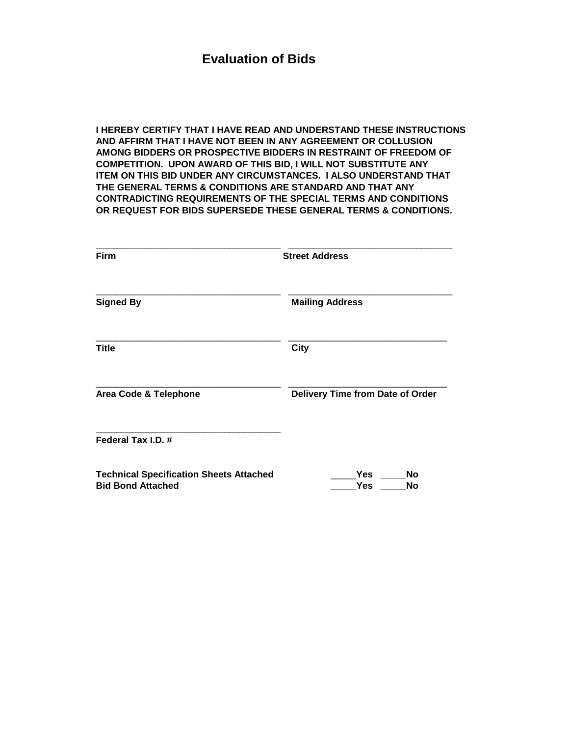# Evaluation of Bids

**I HEREBY CERTIFY THAT I HAVE READ AND UNDERSTAND THESE INSTRUCTIONS AND AFFIRM THAT I HAVE NOT BEEN IN ANY AGREEMENT OR COLLUSION AMONG BIDDERS OR PROSPECTIVE BIDDERS IN RESTRAINT OF FREEDOM OF COMPETITION. UPON AWARD OF THIS BID, I WILL NOT SUBSTITUTE ANY ITEM ON THIS BID UNDER ANY CIRCUMSTANCES. I ALSO UNDERSTAND THAT THE GENERAL TERMS & CONDITIONS ARE STANDARD AND THAT ANY CONTRADICTING REQUIREMENTS OF THE SPECIAL TERMS AND CONDITIONS OR REQUEST FOR BIDS SUPERSEDE THESE GENERAL TERMS & CONDITIONS.**

| | |
|---|---|
| ___________________________________ | ___________________________________ |
| **Firm** | **Street Address** |
| ___________________________________ | ___________________________________ |
| **Signed By** | **Mailing Address** |
| ___________________________________ | ___________________________________ |
| **Title** | **City** |
| ___________________________________ | ___________________________________ |
| **Area Code & Telephone** | **Delivery Time from Date of Order** |
| ___________________________________ | |
| **Federal Tax I.D. #** | |

**Technical Specification Sheets Attached** _____**Yes** _____**No**
**Bid Bond Attached** _____**Yes** _____**No**